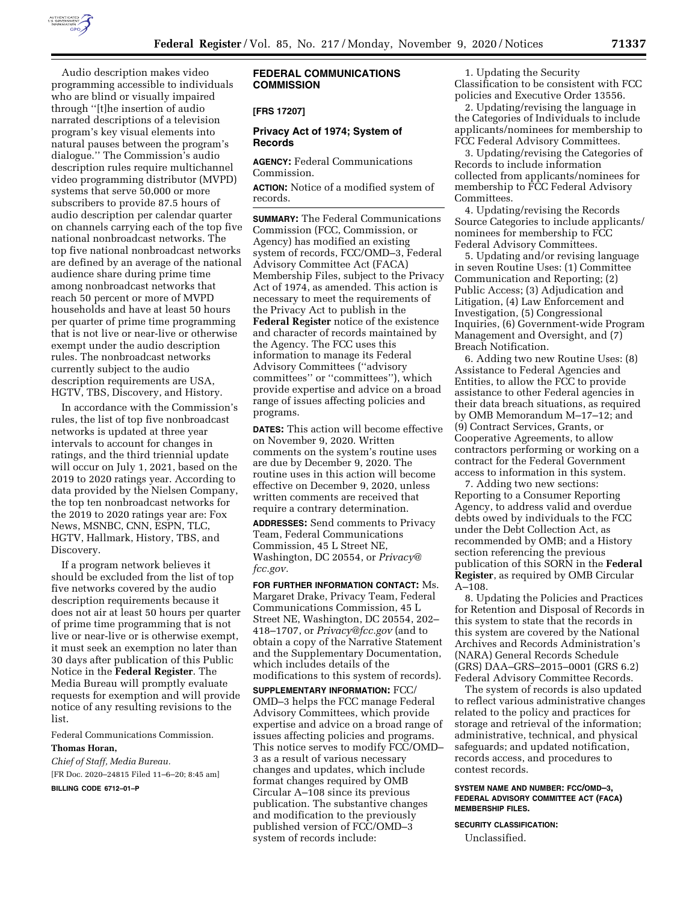Audio description makes video programming accessible to individuals who are blind or visually impaired through ''[t]he insertion of audio narrated descriptions of a television program's key visual elements into natural pauses between the program's dialogue.'' The Commission's audio description rules require multichannel video programming distributor (MVPD) systems that serve 50,000 or more subscribers to provide 87.5 hours of audio description per calendar quarter on channels carrying each of the top five national nonbroadcast networks. The top five national nonbroadcast networks are defined by an average of the national audience share during prime time among nonbroadcast networks that reach 50 percent or more of MVPD households and have at least 50 hours per quarter of prime time programming that is not live or near-live or otherwise exempt under the audio description rules. The nonbroadcast networks currently subject to the audio description requirements are USA, HGTV, TBS, Discovery, and History.

In accordance with the Commission's rules, the list of top five nonbroadcast networks is updated at three year intervals to account for changes in ratings, and the third triennial update will occur on July 1, 2021, based on the 2019 to 2020 ratings year. According to data provided by the Nielsen Company, the top ten nonbroadcast networks for the 2019 to 2020 ratings year are: Fox News, MSNBC, CNN, ESPN, TLC, HGTV, Hallmark, History, TBS, and Discovery.

If a program network believes it should be excluded from the list of top five networks covered by the audio description requirements because it does not air at least 50 hours per quarter of prime time programming that is not live or near-live or is otherwise exempt, it must seek an exemption no later than 30 days after publication of this Public Notice in the **Federal Register**. The Media Bureau will promptly evaluate requests for exemption and will provide notice of any resulting revisions to the list.

Federal Communications Commission.

**Thomas Horan,**

*Chief of Staff, Media Bureau.*

[FR Doc. 2020–24815 Filed 11–6–20; 8:45 am]

**BILLING CODE 6712–01–P**

## FEDERAL COMMUNICATIONS COMMISSION

**[FRS 17207]**

## Privacy Act of 1974; System of Records

**AGENCY:** Federal Communications Commission.

**ACTION:** Notice of a modified system of records.

**SUMMARY:** The Federal Communications Commission (FCC, Commission, or Agency) has modified an existing system of records, FCC/OMD–3, Federal Advisory Committee Act (FACA) Membership Files, subject to the Privacy Act of 1974, as amended. This action is necessary to meet the requirements of the Privacy Act to publish in the **Federal Register** notice of the existence and character of records maintained by the Agency. The FCC uses this information to manage its Federal Advisory Committees (''advisory committees'' or ''committees''), which provide expertise and advice on a broad range of issues affecting policies and programs.

**DATES:** This action will become effective on November 9, 2020. Written comments on the system's routine uses are due by December 9, 2020. The routine uses in this action will become effective on December 9, 2020, unless written comments are received that require a contrary determination.

**ADDRESSES:** Send comments to Privacy Team, Federal Communications Commission, 45 L Street NE, Washington, DC 20554, or *Privacy@fcc.gov.*

**FOR FURTHER INFORMATION CONTACT:** Ms. Margaret Drake, Privacy Team, Federal Communications Commission, 45 L Street NE, Washington, DC 20554, 202–418–1707, or *Privacy@fcc.gov* (and to obtain a copy of the Narrative Statement and the Supplementary Documentation, which includes details of the modifications to this system of records).

**SUPPLEMENTARY INFORMATION:** FCC/OMD–3 helps the FCC manage Federal Advisory Committees, which provide expertise and advice on a broad range of issues affecting policies and programs. This notice serves to modify FCC/OMD–3 as a result of various necessary changes and updates, which include format changes required by OMB Circular A–108 since its previous publication. The substantive changes and modification to the previously published version of FCC/OMD–3 system of records include:

1. Updating the Security Classification to be consistent with FCC policies and Executive Order 13556.
2. Updating/revising the language in the Categories of Individuals to include applicants/nominees for membership to FCC Federal Advisory Committees.
3. Updating/revising the Categories of Records to include information collected from applicants/nominees for membership to FCC Federal Advisory Committees.
4. Updating/revising the Records Source Categories to include applicants/nominees for membership to FCC Federal Advisory Committees.
5. Updating and/or revising language in seven Routine Uses: (1) Committee Communication and Reporting; (2) Public Access; (3) Adjudication and Litigation, (4) Law Enforcement and Investigation, (5) Congressional Inquiries, (6) Government-wide Program Management and Oversight, and (7) Breach Notification.
6. Adding two new Routine Uses: (8) Assistance to Federal Agencies and Entities, to allow the FCC to provide assistance to other Federal agencies in their data breach situations, as required by OMB Memorandum M–17–12; and (9) Contract Services, Grants, or Cooperative Agreements, to allow contractors performing or working on a contract for the Federal Government access to information in this system.
7. Adding two new sections: Reporting to a Consumer Reporting Agency, to address valid and overdue debts owed by individuals to the FCC under the Debt Collection Act, as recommended by OMB; and a History section referencing the previous publication of this SORN in the **Federal Register**, as required by OMB Circular A–108.
8. Updating the Policies and Practices for Retention and Disposal of Records in this system to state that the records in this system are covered by the National Archives and Records Administration's (NARA) General Records Schedule (GRS) DAA–GRS–2015–0001 (GRS 6.2) Federal Advisory Committee Records.

The system of records is also updated to reflect various administrative changes related to the policy and practices for storage and retrieval of the information; administrative, technical, and physical safeguards; and updated notification, records access, and procedures to contest records.

**SYSTEM NAME AND NUMBER: FCC/OMD–3, FEDERAL ADVISORY COMMITTEE ACT (FACA) MEMBERSHIP FILES.**

**SECURITY CLASSIFICATION:**

Unclassified.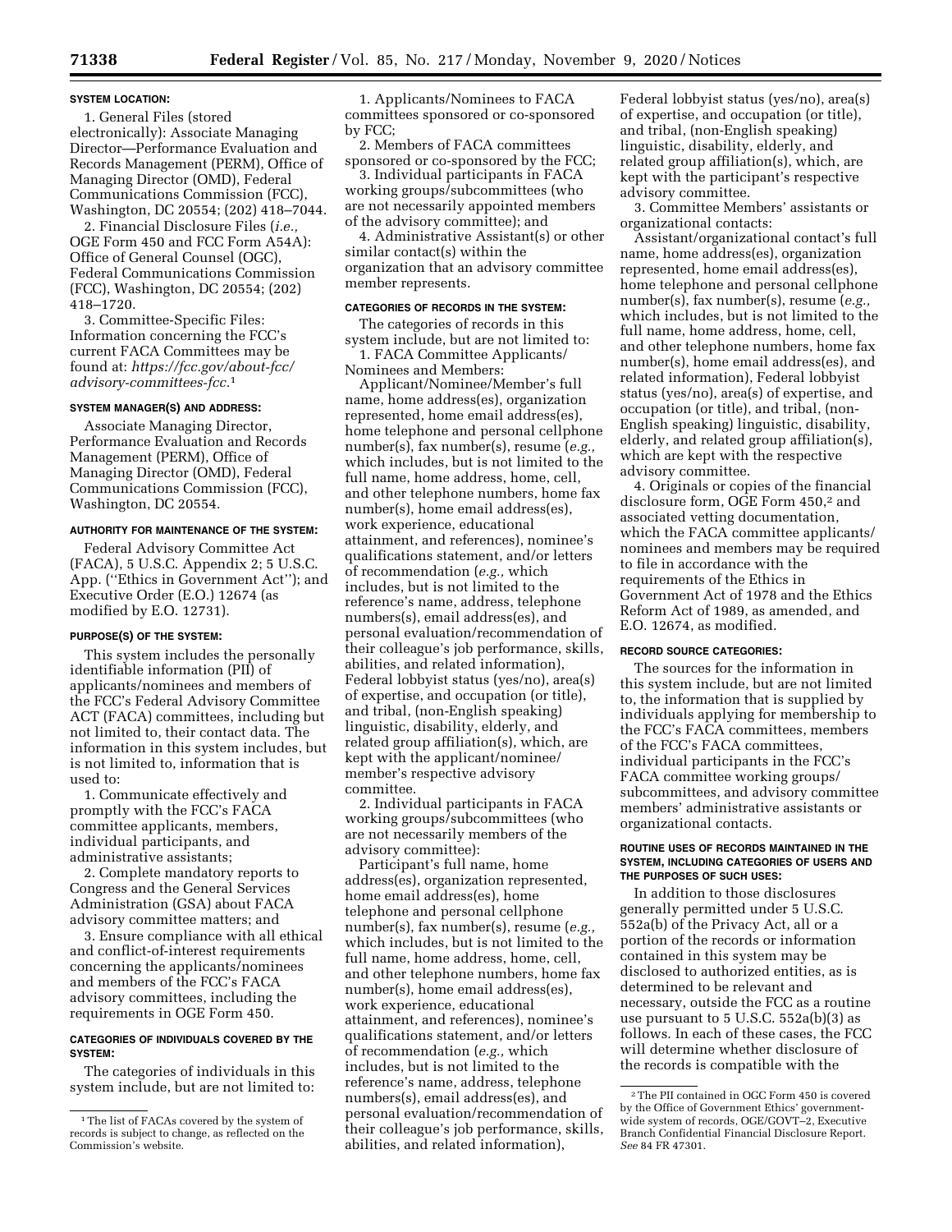**SYSTEM LOCATION:**

1. General Files (stored electronically): Associate Managing Director—Performance Evaluation and Records Management (PERM), Office of Managing Director (OMD), Federal Communications Commission (FCC), Washington, DC 20554; (202) 418–7044.

2. Financial Disclosure Files (*i.e.,* OGE Form 450 and FCC Form A54A): Office of General Counsel (OGC), Federal Communications Commission (FCC), Washington, DC 20554; (202) 418–1720.

3. Committee-Specific Files: Information concerning the FCC's current FACA Committees may be found at: *https://fcc.gov/about-fcc/advisory-committees-fcc.*[1]

**SYSTEM MANAGER(S) AND ADDRESS:**

Associate Managing Director, Performance Evaluation and Records Management (PERM), Office of Managing Director (OMD), Federal Communications Commission (FCC), Washington, DC 20554.

**AUTHORITY FOR MAINTENANCE OF THE SYSTEM:**

Federal Advisory Committee Act (FACA), 5 U.S.C. Appendix 2; 5 U.S.C. App. (''Ethics in Government Act''); and Executive Order (E.O.) 12674 (as modified by E.O. 12731).

**PURPOSE(S) OF THE SYSTEM:**

This system includes the personally identifiable information (PII) of applicants/nominees and members of the FCC's Federal Advisory Committee ACT (FACA) committees, including but not limited to, their contact data. The information in this system includes, but is not limited to, information that is used to:

1. Communicate effectively and promptly with the FCC's FACA committee applicants, members, individual participants, and administrative assistants;

2. Complete mandatory reports to Congress and the General Services Administration (GSA) about FACA advisory committee matters; and

3. Ensure compliance with all ethical and conflict-of-interest requirements concerning the applicants/nominees and members of the FCC's FACA advisory committees, including the requirements in OGE Form 450.

**CATEGORIES OF INDIVIDUALS COVERED BY THE SYSTEM:**

The categories of individuals in this system include, but are not limited to:

1. Applicants/Nominees to FACA committees sponsored or co-sponsored by FCC;

2. Members of FACA committees sponsored or co-sponsored by the FCC;

3. Individual participants in FACA working groups/subcommittees (who are not necessarily appointed members of the advisory committee); and

4. Administrative Assistant(s) or other similar contact(s) within the organization that an advisory committee member represents.

**CATEGORIES OF RECORDS IN THE SYSTEM:**

The categories of records in this system include, but are not limited to:

1. FACA Committee Applicants/Nominees and Members:

Applicant/Nominee/Member's full name, home address(es), organization represented, home email address(es), home telephone and personal cellphone number(s), fax number(s), resume (*e.g.,* which includes, but is not limited to the full name, home address, home, cell, and other telephone numbers, home fax number(s), home email address(es), work experience, educational attainment, and references), nominee's qualifications statement, and/or letters of recommendation (*e.g.,* which includes, but is not limited to the reference's name, address, telephone numbers(s), email address(es), and personal evaluation/recommendation of their colleague's job performance, skills, abilities, and related information), Federal lobbyist status (yes/no), area(s) of expertise, and occupation (or title), and tribal, (non-English speaking) linguistic, disability, elderly, and related group affiliation(s), which, are kept with the applicant/nominee/member's respective advisory committee.

2. Individual participants in FACA working groups/subcommittees (who are not necessarily members of the advisory committee):

Participant's full name, home address(es), organization represented, home email address(es), home telephone and personal cellphone number(s), fax number(s), resume (*e.g.,* which includes, but is not limited to the full name, home address, home, cell, and other telephone numbers, home fax number(s), home email address(es), work experience, educational attainment, and references), nominee's qualifications statement, and/or letters of recommendation (*e.g.,* which includes, but is not limited to the reference's name, address, telephone numbers(s), email address(es), and personal evaluation/recommendation of their colleague's job performance, skills, abilities, and related information), Federal lobbyist status (yes/no), area(s) of expertise, and occupation (or title), and tribal, (non-English speaking) linguistic, disability, elderly, and related group affiliation(s), which, are kept with the participant's respective advisory committee.

3. Committee Members' assistants or organizational contacts:

Assistant/organizational contact's full name, home address(es), organization represented, home email address(es), home telephone and personal cellphone number(s), fax number(s), resume (*e.g.,* which includes, but is not limited to the full name, home address, home, cell, and other telephone numbers, home fax number(s), home email address(es), and related information), Federal lobbyist status (yes/no), area(s) of expertise, and occupation (or title), and tribal, (non-English speaking) linguistic, disability, elderly, and related group affiliation(s), which are kept with the respective advisory committee.

4. Originals or copies of the financial disclosure form, OGE Form 450,[2] and associated vetting documentation, which the FACA committee applicants/nominees and members may be required to file in accordance with the requirements of the Ethics in Government Act of 1978 and the Ethics Reform Act of 1989, as amended, and E.O. 12674, as modified.

**RECORD SOURCE CATEGORIES:**

The sources for the information in this system include, but are not limited to, the information that is supplied by individuals applying for membership to the FCC's FACA committees, members of the FCC's FACA committees, individual participants in the FCC's FACA committee working groups/subcommittees, and advisory committee members' administrative assistants or organizational contacts.

**ROUTINE USES OF RECORDS MAINTAINED IN THE SYSTEM, INCLUDING CATEGORIES OF USERS AND THE PURPOSES OF SUCH USES:**

In addition to those disclosures generally permitted under 5 U.S.C. 552a(b) of the Privacy Act, all or a portion of the records or information contained in this system may be disclosed to authorized entities, as is determined to be relevant and necessary, outside the FCC as a routine use pursuant to 5 U.S.C. 552a(b)(3) as follows. In each of these cases, the FCC will determine whether disclosure of the records is compatible with the

---

[1] The list of FACAs covered by the system of records is subject to change, as reflected on the Commission's website.

[2] The PII contained in OGC Form 450 is covered by the Office of Government Ethics' government-wide system of records, OGE/GOVT–2, Executive Branch Confidential Financial Disclosure Report. *See* 84 FR 47301.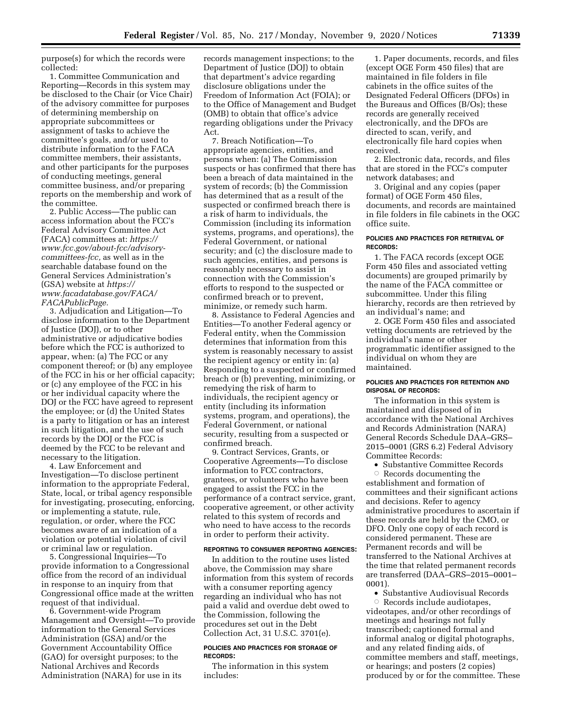purpose(s) for which the records were collected:

1. Committee Communication and Reporting—Records in this system may be disclosed to the Chair (or Vice Chair) of the advisory committee for purposes of determining membership on appropriate subcommittees or assignment of tasks to achieve the committee's goals, and/or used to distribute information to the FACA committee members, their assistants, and other participants for the purposes of conducting meetings, general committee business, and/or preparing reports on the membership and work of the committee.

2. Public Access—The public can access information about the FCC's Federal Advisory Committee Act (FACA) committees at: *https://www.fcc.gov/about-fcc/advisory-committees-fcc,* as well as in the searchable database found on the General Services Administration's (GSA) website at *https://www.facadatabase.gov/FACA/FACAPublicPage.*

3. Adjudication and Litigation—To disclose information to the Department of Justice (DOJ), or to other administrative or adjudicative bodies before which the FCC is authorized to appear, when: (a) The FCC or any component thereof; or (b) any employee of the FCC in his or her official capacity; or (c) any employee of the FCC in his or her individual capacity where the DOJ or the FCC have agreed to represent the employee; or (d) the United States is a party to litigation or has an interest in such litigation, and the use of such records by the DOJ or the FCC is deemed by the FCC to be relevant and necessary to the litigation.

4. Law Enforcement and Investigation—To disclose pertinent information to the appropriate Federal, State, local, or tribal agency responsible for investigating, prosecuting, enforcing, or implementing a statute, rule, regulation, or order, where the FCC becomes aware of an indication of a violation or potential violation of civil or criminal law or regulation.

5. Congressional Inquiries—To provide information to a Congressional office from the record of an individual in response to an inquiry from that Congressional office made at the written request of that individual.

6. Government-wide Program Management and Oversight—To provide information to the General Services Administration (GSA) and/or the Government Accountability Office (GAO) for oversight purposes; to the National Archives and Records Administration (NARA) for use in its records management inspections; to the Department of Justice (DOJ) to obtain that department's advice regarding disclosure obligations under the Freedom of Information Act (FOIA); or to the Office of Management and Budget (OMB) to obtain that office's advice regarding obligations under the Privacy Act.

7. Breach Notification—To appropriate agencies, entities, and persons when: (a) The Commission suspects or has confirmed that there has been a breach of data maintained in the system of records; (b) the Commission has determined that as a result of the suspected or confirmed breach there is a risk of harm to individuals, the Commission (including its information systems, programs, and operations), the Federal Government, or national security; and (c) the disclosure made to such agencies, entities, and persons is reasonably necessary to assist in connection with the Commission's efforts to respond to the suspected or confirmed breach or to prevent, minimize, or remedy such harm.

8. Assistance to Federal Agencies and Entities—To another Federal agency or Federal entity, when the Commission determines that information from this system is reasonably necessary to assist the recipient agency or entity in: (a) Responding to a suspected or confirmed breach or (b) preventing, minimizing, or remedying the risk of harm to individuals, the recipient agency or entity (including its information systems, program, and operations), the Federal Government, or national security, resulting from a suspected or confirmed breach.

9. Contract Services, Grants, or Cooperative Agreements—To disclose information to FCC contractors, grantees, or volunteers who have been engaged to assist the FCC in the performance of a contract service, grant, cooperative agreement, or other activity related to this system of records and who need to have access to the records in order to perform their activity.

#### REPORTING TO CONSUMER REPORTING AGENCIES:

In addition to the routine uses listed above, the Commission may share information from this system of records with a consumer reporting agency regarding an individual who has not paid a valid and overdue debt owed to the Commission, following the procedures set out in the Debt Collection Act, 31 U.S.C. 3701(e).

#### POLICIES AND PRACTICES FOR STORAGE OF RECORDS:

The information in this system includes:

1. Paper documents, records, and files (except OGE Form 450 files) that are maintained in file folders in file cabinets in the office suites of the Designated Federal Officers (DFOs) in the Bureaus and Offices (B/Os); these records are generally received electronically, and the DFOs are directed to scan, verify, and electronically file hard copies when received.

2. Electronic data, records, and files that are stored in the FCC's computer network databases; and

3. Original and any copies (paper format) of OGE Form 450 files, documents, and records are maintained in file folders in file cabinets in the OGC office suite.

#### POLICIES AND PRACTICES FOR RETRIEVAL OF RECORDS:

1. The FACA records (except OGE Form 450 files and associated vetting documents) are grouped primarily by the name of the FACA committee or subcommittee. Under this filing hierarchy, records are then retrieved by an individual's name; and

2. OGE Form 450 files and associated vetting documents are retrieved by the individual's name or other programmatic identifier assigned to the individual on whom they are maintained.

#### POLICIES AND PRACTICES FOR RETENTION AND DISPOSAL OF RECORDS:

The information in this system is maintained and disposed of in accordance with the National Archives and Records Administration (NARA) General Records Schedule DAA–GRS–2015–0001 (GRS 6.2) Federal Advisory Committee Records:

- Substantive Committee Records
  - Records documenting the establishment and formation of committees and their significant actions and decisions. Refer to agency administrative procedures to ascertain if these records are held by the CMO, or DFO. Only one copy of each record is considered permanent. These are Permanent records and will be transferred to the National Archives at the time that related permanent records are transferred (DAA–GRS–2015–0001–0001).
- Substantive Audiovisual Records
  - Records include audiotapes, videotapes, and/or other recordings of meetings and hearings not fully transcribed; captioned formal and informal analog or digital photographs, and any related finding aids, of committee members and staff, meetings, or hearings; and posters (2 copies) produced by or for the committee. These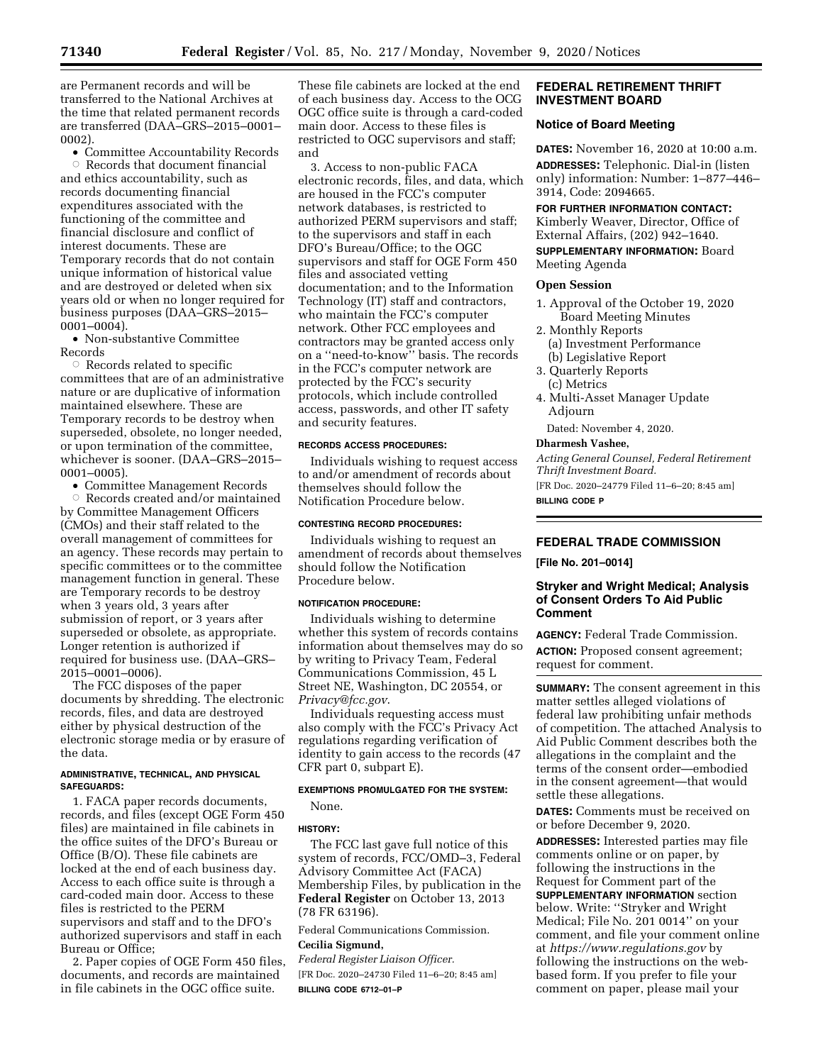are Permanent records and will be transferred to the National Archives at the time that related permanent records are transferred (DAA–GRS–2015–0001–0002).

- Committee Accountability Records
  - Records that document financial and ethics accountability, such as records documenting financial expenditures associated with the functioning of the committee and financial disclosure and conflict of interest documents. These are Temporary records that do not contain unique information of historical value and are destroyed or deleted when six years old or when no longer required for business purposes (DAA–GRS–2015–0001–0004).
- Non-substantive Committee Records
  - Records related to specific committees that are of an administrative nature or are duplicative of information maintained elsewhere. These are Temporary records to be destroy when superseded, obsolete, no longer needed, or upon termination of the committee, whichever is sooner. (DAA–GRS–2015–0001–0005).
- Committee Management Records
  - Records created and/or maintained by Committee Management Officers (CMOs) and their staff related to the overall management of committees for an agency. These records may pertain to specific committees or to the committee management function in general. These are Temporary records to be destroy when 3 years old, 3 years after submission of report, or 3 years after superseded or obsolete, as appropriate. Longer retention is authorized if required for business use. (DAA–GRS–2015–0001–0006).

The FCC disposes of the paper documents by shredding. The electronic records, files, and data are destroyed either by physical destruction of the electronic storage media or by erasure of the data.

#### ADMINISTRATIVE, TECHNICAL, AND PHYSICAL SAFEGUARDS:

1. FACA paper records documents, records, and files (except OGE Form 450 files) are maintained in file cabinets in the office suites of the DFO's Bureau or Office (B/O). These file cabinets are locked at the end of each business day. Access to each office suite is through a card-coded main door. Access to these files is restricted to the PERM supervisors and staff and to the DFO's authorized supervisors and staff in each Bureau or Office;

2. Paper copies of OGE Form 450 files, documents, and records are maintained in file cabinets in the OGC office suite. These file cabinets are locked at the end of each business day. Access to the OCG OGC office suite is through a card-coded main door. Access to these files is restricted to OGC supervisors and staff; and

3. Access to non-public FACA electronic records, files, and data, which are housed in the FCC's computer network databases, is restricted to authorized PERM supervisors and staff; to the supervisors and staff in each DFO's Bureau/Office; to the OGC supervisors and staff for OGE Form 450 files and associated vetting documentation; and to the Information Technology (IT) staff and contractors, who maintain the FCC's computer network. Other FCC employees and contractors may be granted access only on a ''need-to-know'' basis. The records in the FCC's computer network are protected by the FCC's security protocols, which include controlled access, passwords, and other IT safety and security features.

#### RECORDS ACCESS PROCEDURES:

Individuals wishing to request access to and/or amendment of records about themselves should follow the Notification Procedure below.

#### CONTESTING RECORD PROCEDURES:

Individuals wishing to request an amendment of records about themselves should follow the Notification Procedure below.

#### NOTIFICATION PROCEDURE:

Individuals wishing to determine whether this system of records contains information about themselves may do so by writing to Privacy Team, Federal Communications Commission, 45 L Street NE, Washington, DC 20554, or *Privacy@fcc.gov*.

Individuals requesting access must also comply with the FCC's Privacy Act regulations regarding verification of identity to gain access to the records (47 CFR part 0, subpart E).

#### EXEMPTIONS PROMULGATED FOR THE SYSTEM:

None.

#### HISTORY:

The FCC last gave full notice of this system of records, FCC/OMD–3, Federal Advisory Committee Act (FACA) Membership Files, by publication in the **Federal Register** on October 13, 2013 (78 FR 63196).

Federal Communications Commission.

**Cecilia Sigmund,**

*Federal Register Liaison Officer.*

[FR Doc. 2020–24730 Filed 11–6–20; 8:45 am]

**BILLING CODE 6712–01–P**

## FEDERAL RETIREMENT THRIFT INVESTMENT BOARD

### Notice of Board Meeting

**DATES:** November 16, 2020 at 10:00 a.m.

**ADDRESSES:** Telephonic. Dial-in (listen only) information: Number: 1–877–446–3914, Code: 2094665.

**FOR FURTHER INFORMATION CONTACT:** Kimberly Weaver, Director, Office of External Affairs, (202) 942–1640.

**SUPPLEMENTARY INFORMATION:** Board Meeting Agenda

### Open Session

1. Approval of the October 19, 2020 Board Meeting Minutes
2. Monthly Reports
   (a) Investment Performance
   (b) Legislative Report
3. Quarterly Reports
   (c) Metrics
4. Multi-Asset Manager Update

Adjourn

Dated: November 4, 2020.

**Dharmesh Vashee,**

*Acting General Counsel, Federal Retirement Thrift Investment Board.*

[FR Doc. 2020–24779 Filed 11–6–20; 8:45 am]

**BILLING CODE P**

## FEDERAL TRADE COMMISSION

**[File No. 201–0014]**

### Stryker and Wright Medical; Analysis of Consent Orders To Aid Public Comment

**AGENCY:** Federal Trade Commission.

**ACTION:** Proposed consent agreement; request for comment.

**SUMMARY:** The consent agreement in this matter settles alleged violations of federal law prohibiting unfair methods of competition. The attached Analysis to Aid Public Comment describes both the allegations in the complaint and the terms of the consent order—embodied in the consent agreement—that would settle these allegations.

**DATES:** Comments must be received on or before December 9, 2020.

**ADDRESSES:** Interested parties may file comments online or on paper, by following the instructions in the Request for Comment part of the **SUPPLEMENTARY INFORMATION** section below. Write: ''Stryker and Wright Medical; File No. 201 0014'' on your comment, and file your comment online at *https://www.regulations.gov* by following the instructions on the web-based form. If you prefer to file your comment on paper, please mail your